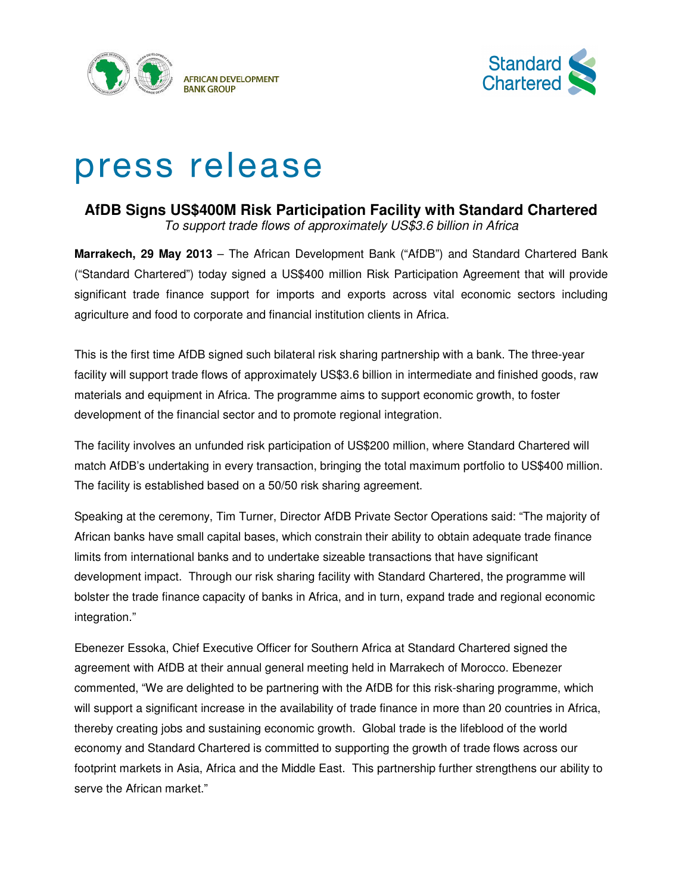AFRICAN DEVELOPMENT BANK GROUP

Standard Chartered

# press release

## AfDB Signs US$400M Risk Participation Facility with Standard Chartered

*To support trade flows of approximately US$3.6 billion in Africa*

**Marrakech, 29 May 2013** – The African Development Bank ("AfDB") and Standard Chartered Bank ("Standard Chartered") today signed a US$400 million Risk Participation Agreement that will provide significant trade finance support for imports and exports across vital economic sectors including agriculture and food to corporate and financial institution clients in Africa.

This is the first time AfDB signed such bilateral risk sharing partnership with a bank. The three-year facility will support trade flows of approximately US$3.6 billion in intermediate and finished goods, raw materials and equipment in Africa. The programme aims to support economic growth, to foster development of the financial sector and to promote regional integration.

The facility involves an unfunded risk participation of US$200 million, where Standard Chartered will match AfDB's undertaking in every transaction, bringing the total maximum portfolio to US$400 million. The facility is established based on a 50/50 risk sharing agreement.

Speaking at the ceremony, Tim Turner, Director AfDB Private Sector Operations said: "The majority of African banks have small capital bases, which constrain their ability to obtain adequate trade finance limits from international banks and to undertake sizeable transactions that have significant development impact. Through our risk sharing facility with Standard Chartered, the programme will bolster the trade finance capacity of banks in Africa, and in turn, expand trade and regional economic integration."

Ebenezer Essoka, Chief Executive Officer for Southern Africa at Standard Chartered signed the agreement with AfDB at their annual general meeting held in Marrakech of Morocco. Ebenezer commented, "We are delighted to be partnering with the AfDB for this risk-sharing programme, which will support a significant increase in the availability of trade finance in more than 20 countries in Africa, thereby creating jobs and sustaining economic growth. Global trade is the lifeblood of the world economy and Standard Chartered is committed to supporting the growth of trade flows across our footprint markets in Asia, Africa and the Middle East. This partnership further strengthens our ability to serve the African market."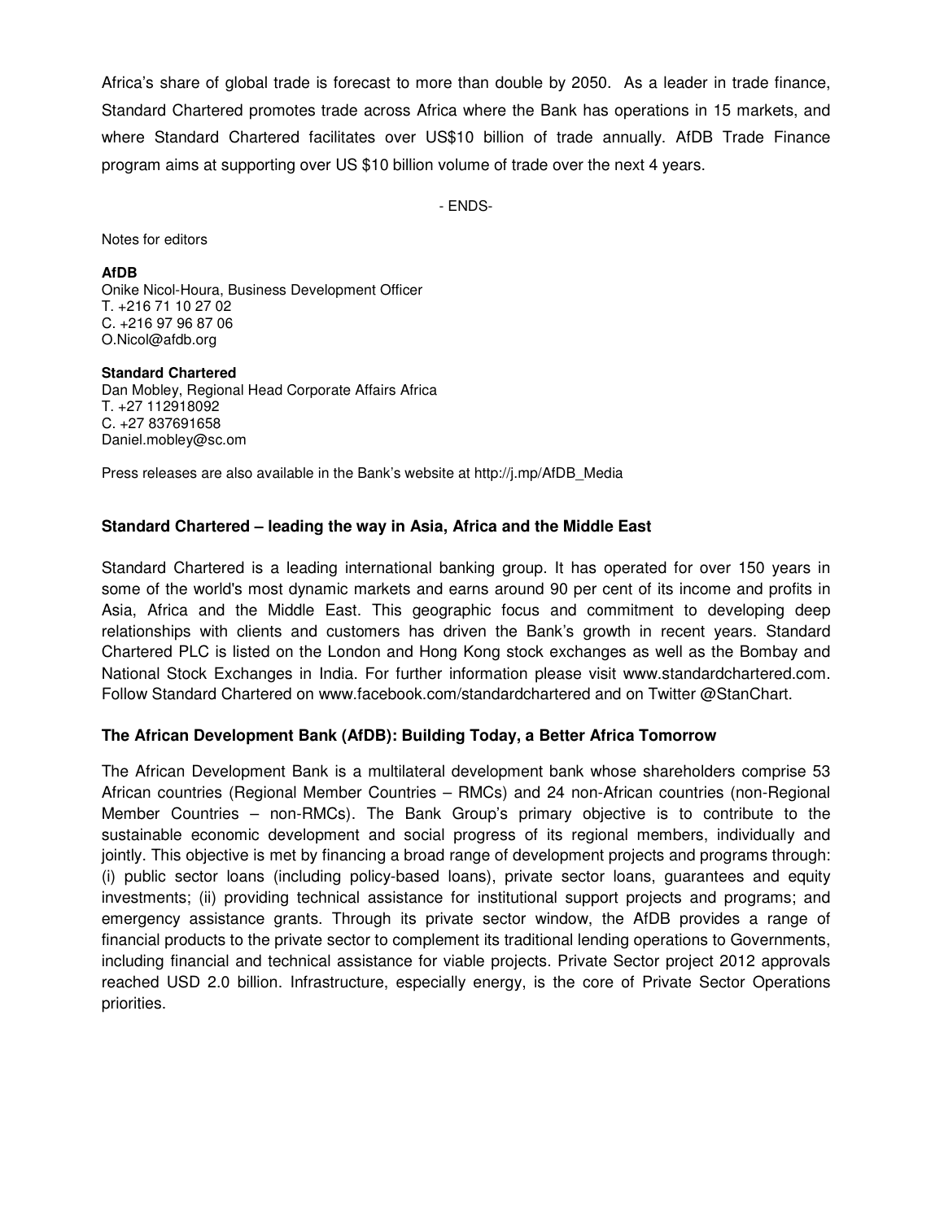Africa's share of global trade is forecast to more than double by 2050. As a leader in trade finance, Standard Chartered promotes trade across Africa where the Bank has operations in 15 markets, and where Standard Chartered facilitates over US$10 billion of trade annually. AfDB Trade Finance program aims at supporting over US $10 billion volume of trade over the next 4 years.

- ENDS-

Notes for editors

**AfDB**
Onike Nicol-Houra, Business Development Officer
T. +216 71 10 27 02
C. +216 97 96 87 06
O.Nicol@afdb.org

**Standard Chartered**
Dan Mobley, Regional Head Corporate Affairs Africa
T. +27 112918092
C. +27 837691658
Daniel.mobley@sc.om

Press releases are also available in the Bank's website at http://j.mp/AfDB_Media

### Standard Chartered – leading the way in Asia, Africa and the Middle East

Standard Chartered is a leading international banking group. It has operated for over 150 years in some of the world's most dynamic markets and earns around 90 per cent of its income and profits in Asia, Africa and the Middle East. This geographic focus and commitment to developing deep relationships with clients and customers has driven the Bank's growth in recent years. Standard Chartered PLC is listed on the London and Hong Kong stock exchanges as well as the Bombay and National Stock Exchanges in India. For further information please visit www.standardchartered.com. Follow Standard Chartered on www.facebook.com/standardchartered and on Twitter @StanChart.

### The African Development Bank (AfDB): Building Today, a Better Africa Tomorrow

The African Development Bank is a multilateral development bank whose shareholders comprise 53 African countries (Regional Member Countries – RMCs) and 24 non-African countries (non-Regional Member Countries – non-RMCs). The Bank Group's primary objective is to contribute to the sustainable economic development and social progress of its regional members, individually and jointly. This objective is met by financing a broad range of development projects and programs through: (i) public sector loans (including policy-based loans), private sector loans, guarantees and equity investments; (ii) providing technical assistance for institutional support projects and programs; and emergency assistance grants. Through its private sector window, the AfDB provides a range of financial products to the private sector to complement its traditional lending operations to Governments, including financial and technical assistance for viable projects. Private Sector project 2012 approvals reached USD 2.0 billion. Infrastructure, especially energy, is the core of Private Sector Operations priorities.